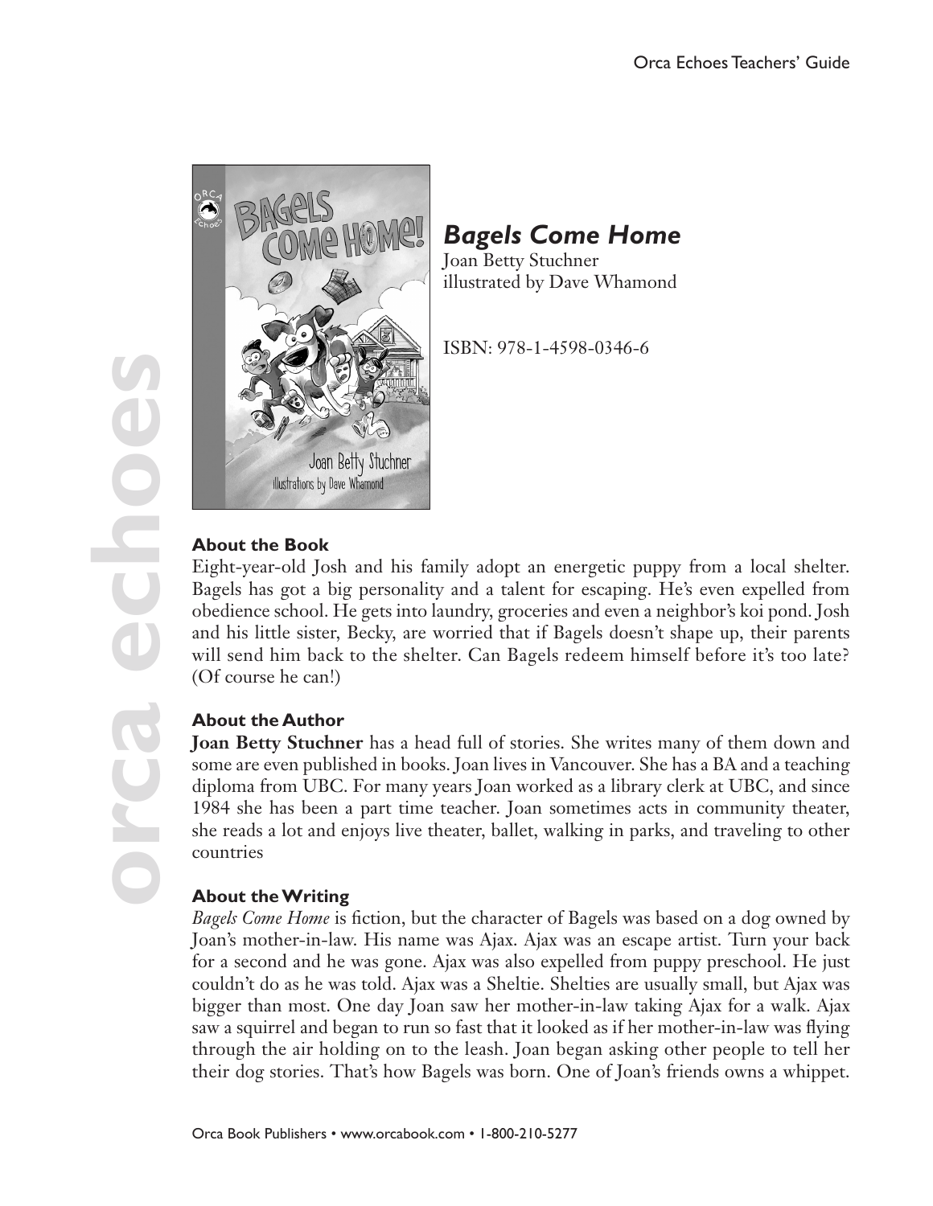# *Bagels Come Home*

Joan Betty Stuchner
illustrated by Dave Whamond

ISBN: 978-1-4598-0346-6

### About the Book

Eight-year-old Josh and his family adopt an energetic puppy from a local shelter. Bagels has got a big personality and a talent for escaping. He's even expelled from obedience school. He gets into laundry, groceries and even a neighbor's koi pond. Josh and his little sister, Becky, are worried that if Bagels doesn't shape up, their parents will send him back to the shelter. Can Bagels redeem himself before it's too late? (Of course he can!)

### About the Author

**Joan Betty Stuchner** has a head full of stories. She writes many of them down and some are even published in books. Joan lives in Vancouver. She has a BA and a teaching diploma from UBC. For many years Joan worked as a library clerk at UBC, and since 1984 she has been a part time teacher. Joan sometimes acts in community theater, she reads a lot and enjoys live theater, ballet, walking in parks, and traveling to other countries

### About the Writing

*Bagels Come Home* is fiction, but the character of Bagels was based on a dog owned by Joan's mother-in-law. His name was Ajax. Ajax was an escape artist. Turn your back for a second and he was gone. Ajax was also expelled from puppy preschool. He just couldn't do as he was told. Ajax was a Sheltie. Shelties are usually small, but Ajax was bigger than most. One day Joan saw her mother-in-law taking Ajax for a walk. Ajax saw a squirrel and began to run so fast that it looked as if her mother-in-law was flying through the air holding on to the leash. Joan began asking other people to tell her their dog stories. That's how Bagels was born. One of Joan's friends owns a whippet.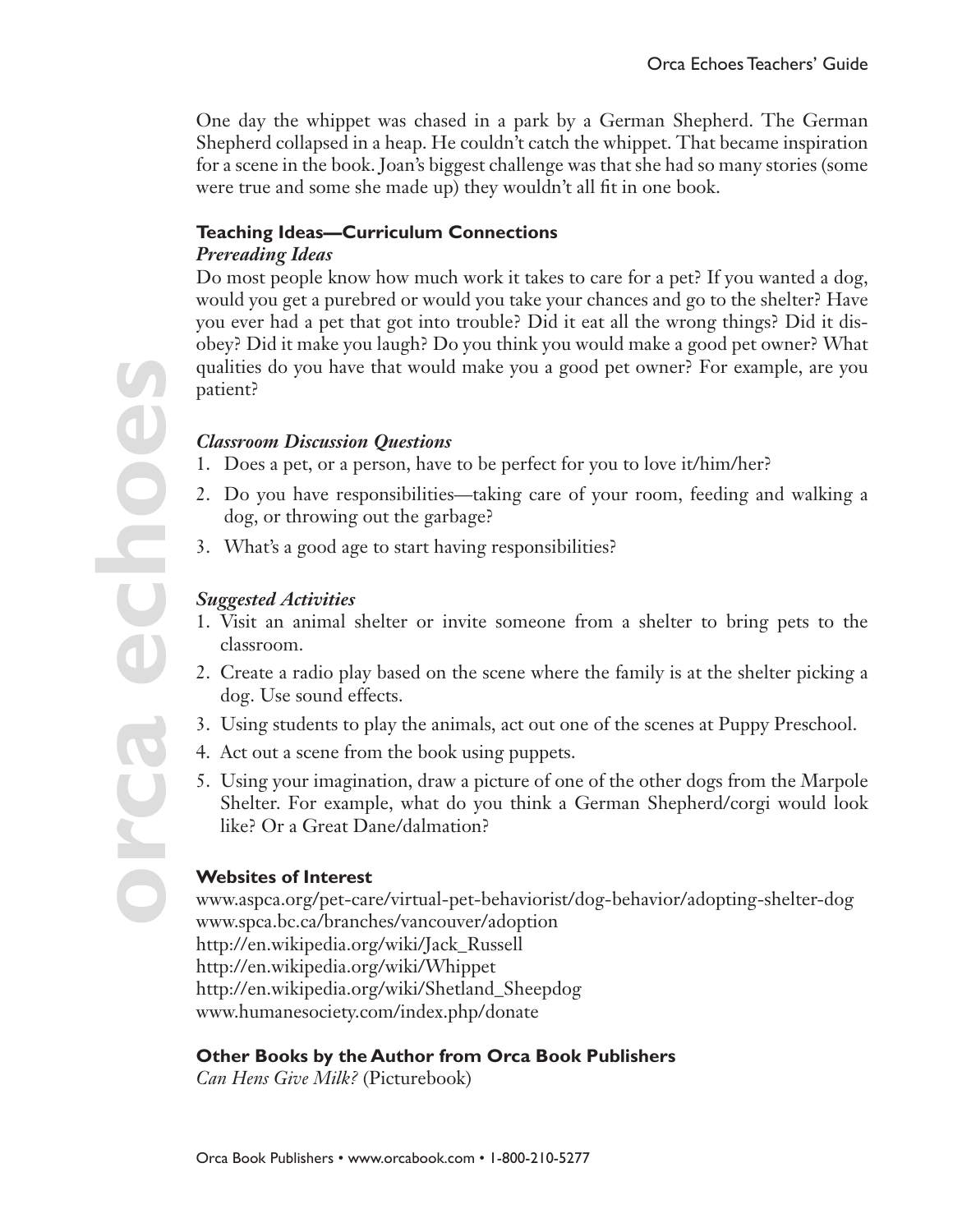One day the whippet was chased in a park by a German Shepherd. The German Shepherd collapsed in a heap. He couldn't catch the whippet. That became inspiration for a scene in the book. Joan's biggest challenge was that she had so many stories (some were true and some she made up) they wouldn't all fit in one book.

## Teaching Ideas—Curriculum Connections

### *Prereading Ideas*

Do most people know how much work it takes to care for a pet? If you wanted a dog, would you get a purebred or would you take your chances and go to the shelter? Have you ever had a pet that got into trouble? Did it eat all the wrong things? Did it disobey? Did it make you laugh? Do you think you would make a good pet owner? What qualities do you have that would make you a good pet owner? For example, are you patient?

### *Classroom Discussion Questions*

1. Does a pet, or a person, have to be perfect for you to love it/him/her?
2. Do you have responsibilities—taking care of your room, feeding and walking a dog, or throwing out the garbage?
3. What's a good age to start having responsibilities?

### *Suggested Activities*

1. Visit an animal shelter or invite someone from a shelter to bring pets to the classroom.
2. Create a radio play based on the scene where the family is at the shelter picking a dog. Use sound effects.
3. Using students to play the animals, act out one of the scenes at Puppy Preschool.
4. Act out a scene from the book using puppets.
5. Using your imagination, draw a picture of one of the other dogs from the Marpole Shelter. For example, what do you think a German Shepherd/corgi would look like? Or a Great Dane/dalmation?

## Websites of Interest

www.aspca.org/pet-care/virtual-pet-behaviorist/dog-behavior/adopting-shelter-dog
www.spca.bc.ca/branches/vancouver/adoption
http://en.wikipedia.org/wiki/Jack_Russell
http://en.wikipedia.org/wiki/Whippet
http://en.wikipedia.org/wiki/Shetland_Sheepdog
www.humanesociety.com/index.php/donate

## Other Books by the Author from Orca Book Publishers

*Can Hens Give Milk?* (Picturebook)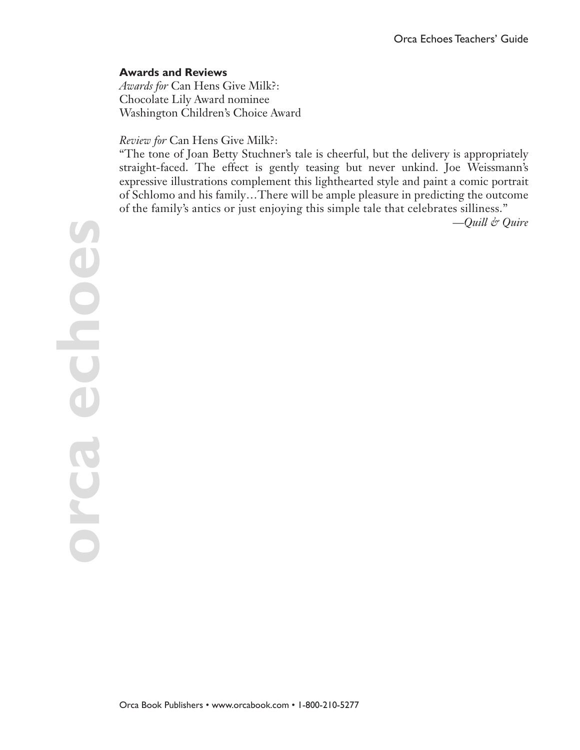**Awards and Reviews**

*Awards for* Can Hens Give Milk?:
Chocolate Lily Award nominee
Washington Children's Choice Award

*Review for* Can Hens Give Milk?:

"The tone of Joan Betty Stuchner's tale is cheerful, but the delivery is appropriately straight-faced. The effect is gently teasing but never unkind. Joe Weissmann's expressive illustrations complement this lighthearted style and paint a comic portrait of Schlomo and his family…There will be ample pleasure in predicting the outcome of the family's antics or just enjoying this simple tale that celebrates silliness."

—*Quill & Quire*